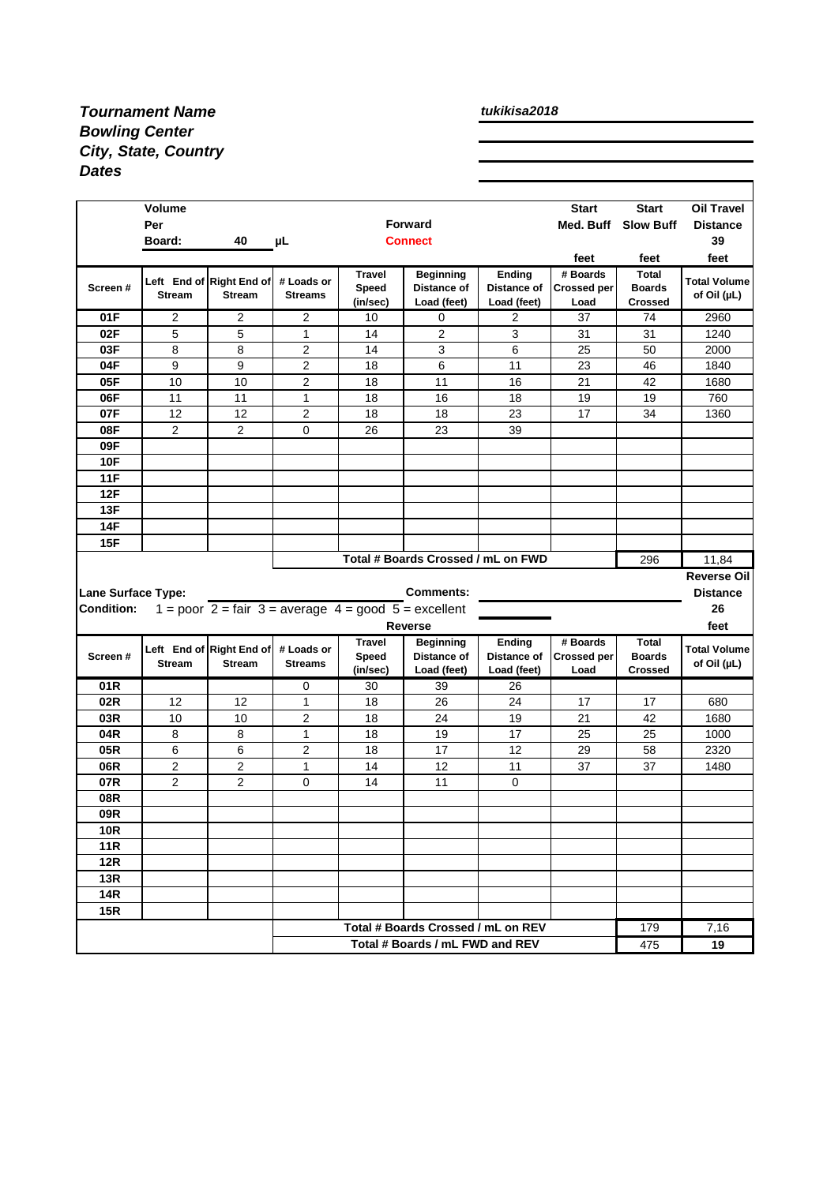***Tournament Name***
***Bowling Center***
***City, State, Country***
***Dates***

***tukikisa2018***

| | Volume Per Board: | 40 | µL | | Forward Connect | | Start Med. Buff feet | Start Slow Buff feet | Oil Travel Distance 39 feet |
|---|---|---|---|---|---|---|---|---|---|
| **Screen #** | **Left End of Stream** | **Right End of Stream** | **# Loads or Streams** | **Travel Speed (in/sec)** | **Beginning Distance of Load (feet)** | **Ending Distance of Load (feet)** | **# Boards Crossed per Load** | **Total Boards Crossed** | **Total Volume of Oil (µL)** |
| **01F** | 2 | 2 | 2 | 10 | 0 | 2 | 37 | 74 | 2960 |
| **02F** | 5 | 5 | 1 | 14 | 2 | 3 | 31 | 31 | 1240 |
| **03F** | 8 | 8 | 2 | 14 | 3 | 6 | 25 | 50 | 2000 |
| **04F** | 9 | 9 | 2 | 18 | 6 | 11 | 23 | 46 | 1840 |
| **05F** | 10 | 10 | 2 | 18 | 11 | 16 | 21 | 42 | 1680 |
| **06F** | 11 | 11 | 1 | 18 | 16 | 18 | 19 | 19 | 760 |
| **07F** | 12 | 12 | 2 | 18 | 18 | 23 | 17 | 34 | 1360 |
| **08F** | 2 | 2 | 0 | 26 | 23 | 39 | | | |
| **09F** | | | | | | | | | |
| **10F** | | | | | | | | | |
| **11F** | | | | | | | | | |
| **12F** | | | | | | | | | |
| **13F** | | | | | | | | | |
| **14F** | | | | | | | | | |
| **15F** | | | | | | | | | |
| | | | **Total # Boards Crossed / mL on FWD** | | | | | 296 | 11,84 |

**Lane Surface Type:** | **Comments:**

**Condition:** 1 = poor 2 = fair 3 = average 4 = good 5 = excellent

**Reverse Oil Distance** 26 feet

| **Screen #** | **Left End of Stream** | **Right End of Stream** | **# Loads or Streams** | **Travel Speed (in/sec)** | **Beginning Distance of Load (feet)** | **Ending Distance of Load (feet)** | **# Boards Crossed per Load** | **Total Boards Crossed** | **Total Volume of Oil (µL)** |
|---|---|---|---|---|---|---|---|---|---|
| **01R** | | | 0 | 30 | 39 | 26 | | | |
| **02R** | 12 | 12 | 1 | 18 | 26 | 24 | 17 | 17 | 680 |
| **03R** | 10 | 10 | 2 | 18 | 24 | 19 | 21 | 42 | 1680 |
| **04R** | 8 | 8 | 1 | 18 | 19 | 17 | 25 | 25 | 1000 |
| **05R** | 6 | 6 | 2 | 18 | 17 | 12 | 29 | 58 | 2320 |
| **06R** | 2 | 2 | 1 | 14 | 12 | 11 | 37 | 37 | 1480 |
| **07R** | 2 | 2 | 0 | 14 | 11 | 0 | | | |
| **08R** | | | | | | | | | |
| **09R** | | | | | | | | | |
| **10R** | | | | | | | | | |
| **11R** | | | | | | | | | |
| **12R** | | | | | | | | | |
| **13R** | | | | | | | | | |
| **14R** | | | | | | | | | |
| **15R** | | | | | | | | | |
| | | | **Total # Boards Crossed / mL on REV** | | | | | 179 | 7,16 |
| | | | **Total # Boards / mL FWD and REV** | | | | | 475 | **19** |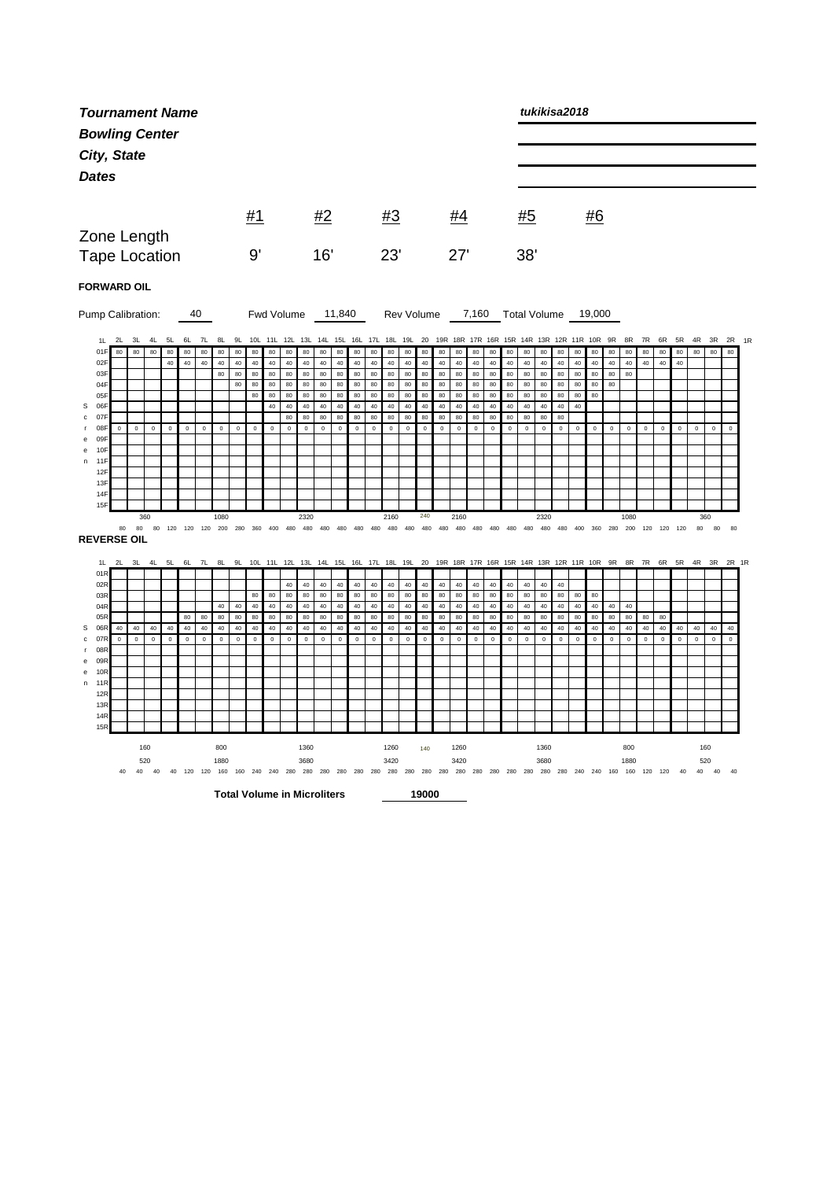***Tournament Name*** ***tukikisa2018***

***Bowling Center***

***City, State***

***Dates***

| | #1 | #2 | #3 | #4 | #5 | #6 |
|---|---|---|---|---|---|---|
| Zone Length | | | | | | |
| Tape Location | 9' | 16' | 23' | 27' | 38' | |

**FORWARD OIL**

Pump Calibration: 40 Fwd Volume 11,840 Rev Volume 7,160 Total Volume 19,000

| Screen | 2L | 3L | 4L | 5L | 6L | 7L | 8L | 9L | 10L | 11L | 12L | 13L | 14L | 15L | 16L | 17L | 18L | 19L | 20 | 19R | 18R | 17R | 16R | 15R | 14R | 13R | 12R | 11R | 10R | 9R | 8R | 7R | 6R | 5R | 4R | 3R | 2R |
|---|---|---|---|---|---|---|---|---|---|---|---|---|---|---|---|---|---|---|---|---|---|---|---|---|---|---|---|---|---|---|---|---|---|---|---|---|---|
| 01F | 80 | 80 | 80 | 80 | 80 | 80 | 80 | 80 | 80 | 80 | 80 | 80 | 80 | 80 | 80 | 80 | 80 | 80 | 80 | 80 | 80 | 80 | 80 | 80 | 80 | 80 | 80 | 80 | 80 | 80 | 80 | 80 | 80 | 80 | 80 | 80 | 80 |
| 02F | | | | 40 | 40 | 40 | 40 | 40 | 40 | 40 | 40 | 40 | 40 | 40 | 40 | 40 | 40 | 40 | 40 | 40 | 40 | 40 | 40 | 40 | 40 | 40 | 40 | 40 | 40 | 40 | 40 | 40 | 40 | 40 | | | |
| 03F | | | | | | | 80 | 80 | 80 | 80 | 80 | 80 | 80 | 80 | 80 | 80 | 80 | 80 | 80 | 80 | 80 | 80 | 80 | 80 | 80 | 80 | 80 | 80 | 80 | 80 | 80 | | | | | | |
| 04F | | | | | | | | 80 | 80 | 80 | 80 | 80 | 80 | 80 | 80 | 80 | 80 | 80 | 80 | 80 | 80 | 80 | 80 | 80 | 80 | 80 | 80 | 80 | 80 | 80 | | | | | | | |
| 05F | | | | | | | | | 80 | 80 | 80 | 80 | 80 | 80 | 80 | 80 | 80 | 80 | 80 | 80 | 80 | 80 | 80 | 80 | 80 | 80 | 80 | 80 | 80 | | | | | | | | |
| 06F | | | | | | | | | | 40 | 40 | 40 | 40 | 40 | 40 | 40 | 40 | 40 | 40 | 40 | 40 | 40 | 40 | 40 | 40 | 40 | 40 | 40 | | | | | | | | | |
| 07F | | | | | | | | | | | 80 | 80 | 80 | 80 | 80 | 80 | 80 | 80 | 80 | 80 | 80 | 80 | 80 | 80 | 80 | 80 | 80 | | | | | | | | | | |
| 08F | 0 | 0 | 0 | 0 | 0 | 0 | 0 | 0 | 0 | 0 | 0 | 0 | 0 | 0 | 0 | 0 | 0 | 0 | 0 | 0 | 0 | 0 | 0 | 0 | 0 | 0 | 0 | 0 | 0 | 0 | 0 | 0 | 0 | 0 | 0 | 0 | 0 |
| 09F | | | | | | | | | | | | | | | | | | | | | | | | | | | | | | | | | | | | | |
| 10F | | | | | | | | | | | | | | | | | | | | | | | | | | | | | | | | | | | | | |
| 11F | | | | | | | | | | | | | | | | | | | | | | | | | | | | | | | | | | | | | |
| 12F | | | | | | | | | | | | | | | | | | | | | | | | | | | | | | | | | | | | | |
| 13F | | | | | | | | | | | | | | | | | | | | | | | | | | | | | | | | | | | | | |
| 14F | | | | | | | | | | | | | | | | | | | | | | | | | | | | | | | | | | | | | |
| 15F | | | | | | | | | | | | | | | | | | | | | | | | | | | | | | | | | | | | | |
| Total | 80 | 80 | 80 | 120 | 120 | 120 | 200 | 280 | 360 | 400 | 480 | 480 | 480 | 480 | 480 | 480 | 480 | 480 | 480 | 480 | 480 | 480 | 480 | 480 | 480 | 480 | 480 | 400 | 360 | 280 | 200 | 120 | 120 | 120 | 80 | 80 | 80 |

360 1080 2320 2160 240 2160 2320 1080 360

**REVERSE OIL**

| Screen | 2L | 3L | 4L | 5L | 6L | 7L | 8L | 9L | 10L | 11L | 12L | 13L | 14L | 15L | 16L | 17L | 18L | 19L | 20 | 19R | 18R | 17R | 16R | 15R | 14R | 13R | 12R | 11R | 10R | 9R | 8R | 7R | 6R | 5R | 4R | 3R | 2R |
|---|---|---|---|---|---|---|---|---|---|---|---|---|---|---|---|---|---|---|---|---|---|---|---|---|---|---|---|---|---|---|---|---|---|---|---|---|---|
| 01R | | | | | | | | | | | | | | | | | | | | | | | | | | | | | | | | | | | | | |
| 02R | | | | | | | | | | | 40 | 40 | 40 | 40 | 40 | 40 | 40 | 40 | 40 | 40 | 40 | 40 | 40 | 40 | 40 | 40 | 40 | | | | | | | | | | |
| 03R | | | | | | | | | 80 | 80 | 80 | 80 | 80 | 80 | 80 | 80 | 80 | 80 | 80 | 80 | 80 | 80 | 80 | 80 | 80 | 80 | 80 | 80 | 80 | | | | | | | | |
| 04R | | | | | | | 40 | 40 | 40 | 40 | 40 | 40 | 40 | 40 | 40 | 40 | 40 | 40 | 40 | 40 | 40 | 40 | 40 | 40 | 40 | 40 | 40 | 40 | 40 | 40 | 40 | | | | | | |
| 05R | | | | | 80 | 80 | 80 | 80 | 80 | 80 | 80 | 80 | 80 | 80 | 80 | 80 | 80 | 80 | 80 | 80 | 80 | 80 | 80 | 80 | 80 | 80 | 80 | 80 | 80 | 80 | 80 | 80 | 80 | | | | |
| 06R | 40 | 40 | 40 | 40 | 40 | 40 | 40 | 40 | 40 | 40 | 40 | 40 | 40 | 40 | 40 | 40 | 40 | 40 | 40 | 40 | 40 | 40 | 40 | 40 | 40 | 40 | 40 | 40 | 40 | 40 | 40 | 40 | 40 | 40 | 40 | 40 | 40 |
| 07R | 0 | 0 | 0 | 0 | 0 | 0 | 0 | 0 | 0 | 0 | 0 | 0 | 0 | 0 | 0 | 0 | 0 | 0 | 0 | 0 | 0 | 0 | 0 | 0 | 0 | 0 | 0 | 0 | 0 | 0 | 0 | 0 | 0 | 0 | 0 | 0 | 0 |
| 08R | | | | | | | | | | | | | | | | | | | | | | | | | | | | | | | | | | | | | |
| 09R | | | | | | | | | | | | | | | | | | | | | | | | | | | | | | | | | | | | | |
| 10R | | | | | | | | | | | | | | | | | | | | | | | | | | | | | | | | | | | | | |
| 11R | | | | | | | | | | | | | | | | | | | | | | | | | | | | | | | | | | | | | |
| 12R | | | | | | | | | | | | | | | | | | | | | | | | | | | | | | | | | | | | | |
| 13R | | | | | | | | | | | | | | | | | | | | | | | | | | | | | | | | | | | | | |
| 14R | | | | | | | | | | | | | | | | | | | | | | | | | | | | | | | | | | | | | |
| 15R | | | | | | | | | | | | | | | | | | | | | | | | | | | | | | | | | | | | | |

160 800 1360 1260 140 1260 1360 800 160

520 1880 3680 3420 3420 3680 1880 520

| Total | 40 | 40 | 40 | 40 | 120 | 120 | 160 | 160 | 240 | 240 | 280 | 280 | 280 | 280 | 280 | 280 | 280 | 280 | 280 | 280 | 280 | 280 | 280 | 280 | 280 | 280 | 280 | 240 | 240 | 160 | 160 | 120 | 120 | 40 | 40 | 40 | 40 |
|---|---|---|---|---|---|---|---|---|---|---|---|---|---|---|---|---|---|---|---|---|---|---|---|---|---|---|---|---|---|---|---|---|---|---|---|---|---|

**Total Volume in Microliters** **19000**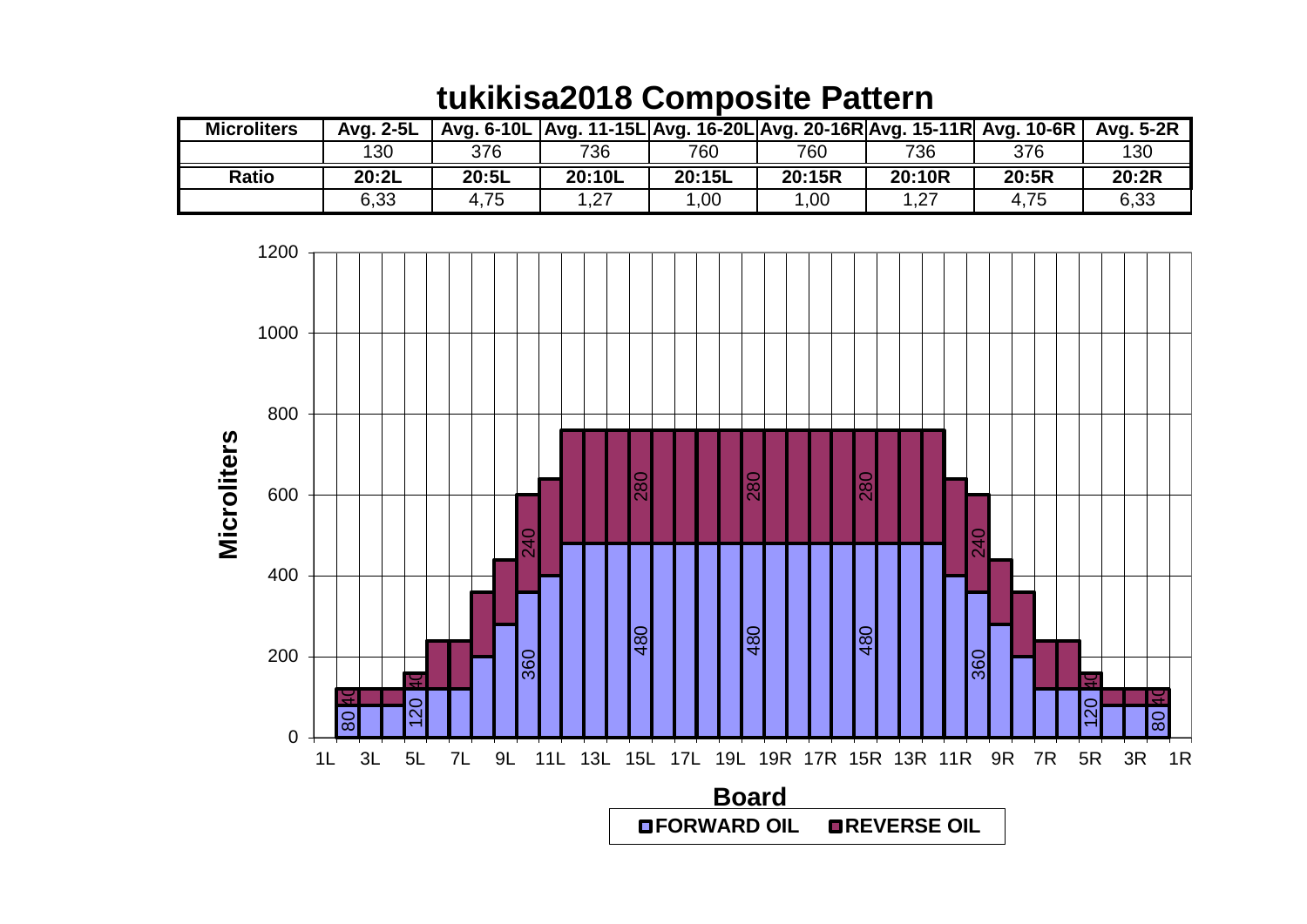# tukikisa2018 Composite Pattern

| Microliters | Avg. 2-5L | Avg. 6-10L | Avg. 11-15L | Avg. 16-20L | Avg. 20-16R | Avg. 15-11R | Avg. 10-6R | Avg. 5-2R |
|---|---|---|---|---|---|---|---|---|
| | 130 | 376 | 736 | 760 | 760 | 736 | 376 | 130 |
| **Ratio** | **20:2L** | **20:5L** | **20:10L** | **20:15L** | **20:15R** | **20:10R** | **20:5R** | **20:2R** |
| | 6,33 | 4,75 | 1,27 | 1,00 | 1,00 | 1,27 | 4,75 | 6,33 |

| Board | 2L | 3L | 4L | 5L | 6L | 7L | 8L | 9L | 10L | 11L | 12L–20L | 20R–12R | 11R | 10R | 9R | 8R | 7R | 6R | 5R | 4R | 3R | 2R |
|---|---|---|---|---|---|---|---|---|---|---|---|---|---|---|---|---|---|---|---|---|---|---|
| FORWARD OIL | 80 | 80 | 80 | 120 | 120 | 120 | 200 | 280 | 360 | 400 | 480 | 480 | 400 | 360 | 280 | 200 | 120 | 120 | 120 | 80 | 80 | 80 |
| REVERSE OIL | 40 | 40 | 40 | 40 | 120 | 120 | 160 | 160 | 240 | 240 | 280 | 280 | 240 | 240 | 160 | 160 | 120 | 120 | 40 | 40 | 40 | 40 |

Microliters

Board

FORWARD OIL ■ REVERSE OIL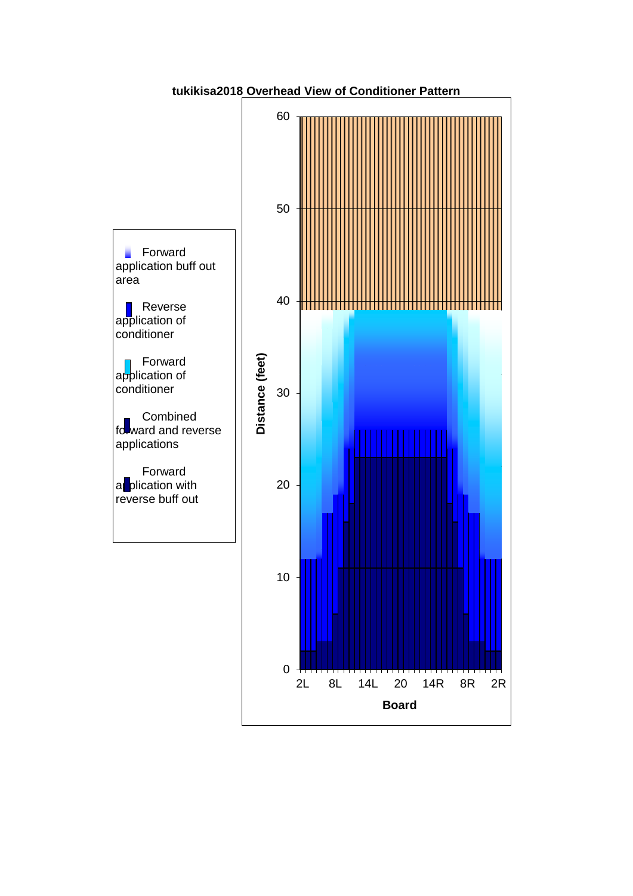**tukikisa2018 Overhead View of Conditioner Pattern**

Forward application buff out area

Reverse application of conditioner

Forward application of conditioner

Combined forward and reverse applications

Forward application with reverse buff out

60

50

40

30

20

10

0

Distance (feet)

2L

8L

14L

20

14R

8R

2R

Board